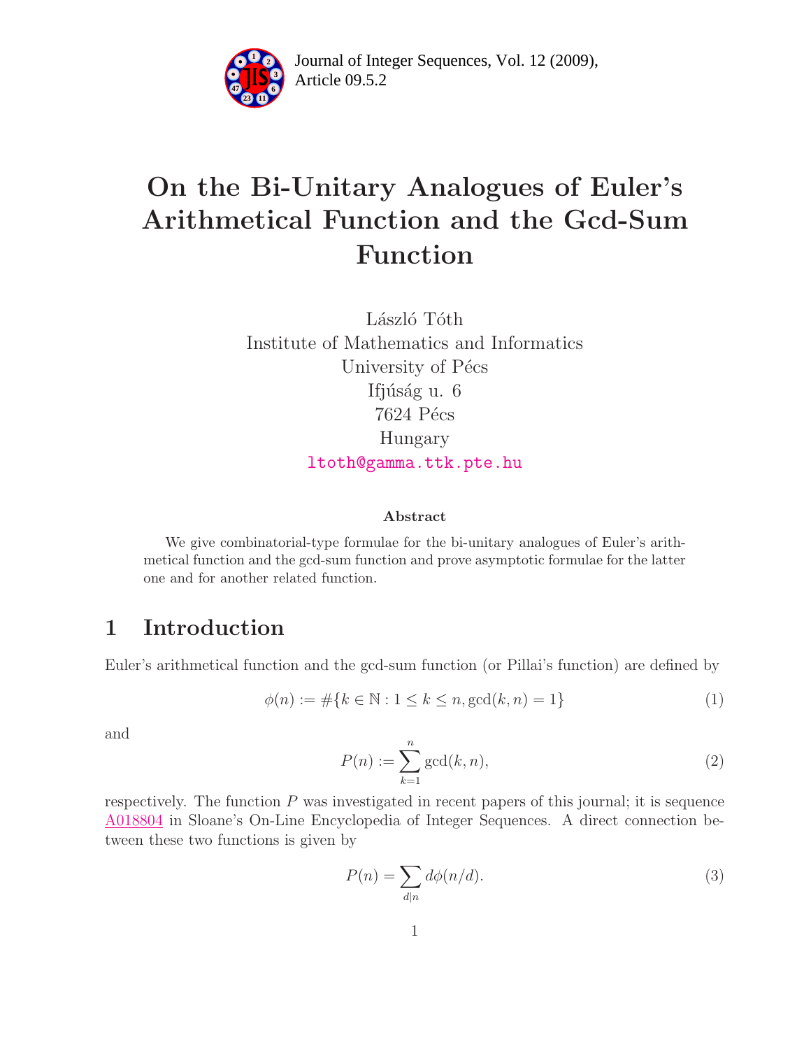# On the Bi-Unitary Analogues of Euler's Arithmetical Function and the Gcd-Sum Function

László Tóth
Institute of Mathematics and Informatics
University of Pécs
Ifjúság u. 6
7624 Pécs
Hungary
ltoth@gamma.ttk.pte.hu

### Abstract

We give combinatorial-type formulae for the bi-unitary analogues of Euler's arithmetical function and the gcd-sum function and prove asymptotic formulae for the latter one and for another related function.

## 1 Introduction

Euler's arithmetical function and the gcd-sum function (or Pillai's function) are defined by

$$\phi(n) := \#\{k \in \mathbb{N} : 1 \le k \le n, \gcd(k, n) = 1\} \tag{1}$$

and

$$P(n) := \sum_{k=1}^{n} \gcd(k, n), \tag{2}$$

respectively. The function $P$ was investigated in recent papers of this journal; it is sequence A018804 in Sloane's On-Line Encyclopedia of Integer Sequences. A direct connection between these two functions is given by

$$P(n) = \sum_{d|n} d\phi(n/d). \tag{3}$$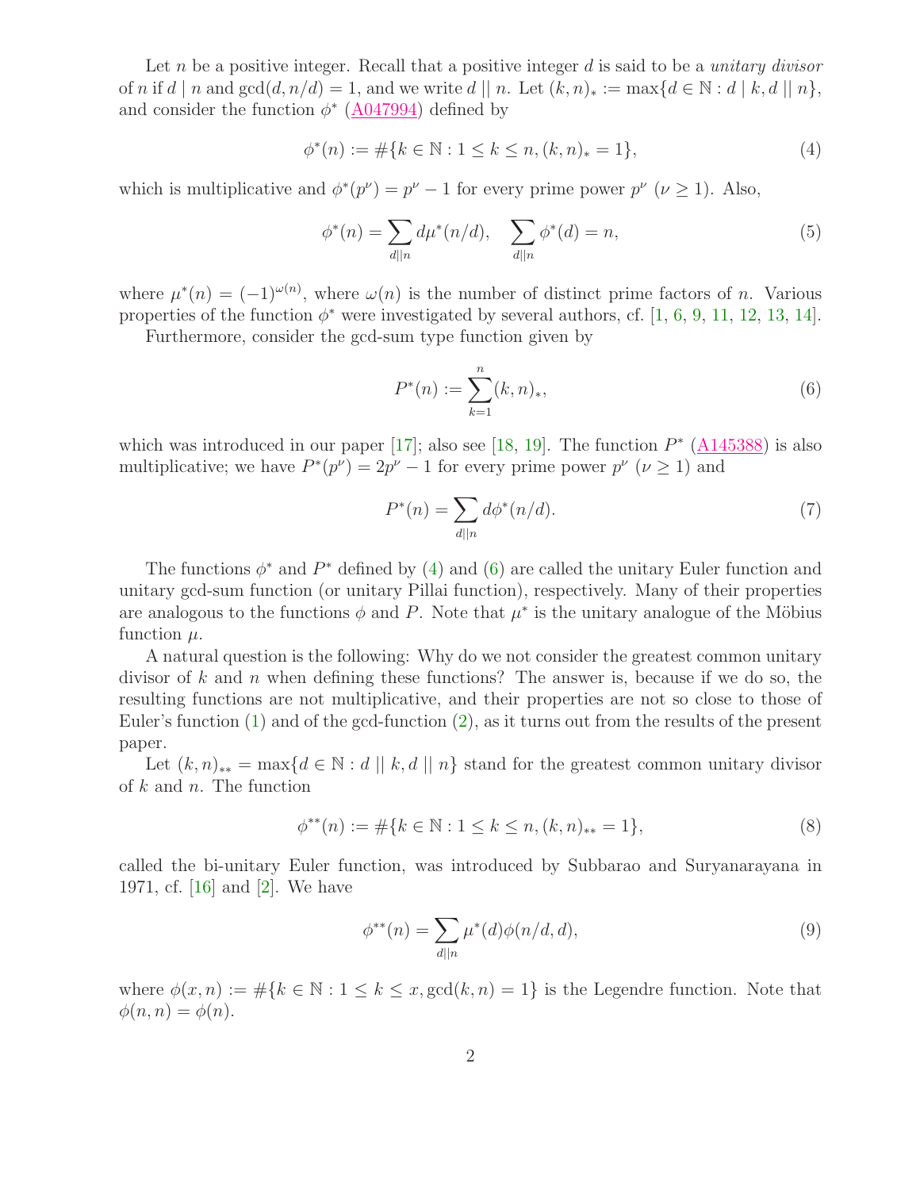Let $n$ be a positive integer. Recall that a positive integer $d$ is said to be a *unitary divisor* of $n$ if $d \mid n$ and $\gcd(d, n/d) = 1$, and we write $d \mid\mid n$. Let $(k, n)_* := \max\{d \in \mathbb{N} : d \mid k, d \mid\mid n\}$, and consider the function $\phi^*$ (A047994) defined by

$$\phi^*(n) := \#\{k \in \mathbb{N} : 1 \leq k \leq n, (k, n)_* = 1\}, \tag{4}$$

which is multiplicative and $\phi^*(p^\nu) = p^\nu - 1$ for every prime power $p^\nu$ ($\nu \geq 1$). Also,

$$\phi^*(n) = \sum_{d \mid\mid n} d\mu^*(n/d), \quad \sum_{d \mid\mid n} \phi^*(d) = n, \tag{5}$$

where $\mu^*(n) = (-1)^{\omega(n)}$, where $\omega(n)$ is the number of distinct prime factors of $n$. Various properties of the function $\phi^*$ were investigated by several authors, cf. [1, 6, 9, 11, 12, 13, 14].

Furthermore, consider the gcd-sum type function given by

$$P^*(n) := \sum_{k=1}^{n} (k, n)_*, \tag{6}$$

which was introduced in our paper [17]; also see [18, 19]. The function $P^*$ (A145388) is also multiplicative; we have $P^*(p^\nu) = 2p^\nu - 1$ for every prime power $p^\nu$ ($\nu \geq 1$) and

$$P^*(n) = \sum_{d \mid\mid n} d\phi^*(n/d). \tag{7}$$

The functions $\phi^*$ and $P^*$ defined by (4) and (6) are called the unitary Euler function and unitary gcd-sum function (or unitary Pillai function), respectively. Many of their properties are analogous to the functions $\phi$ and $P$. Note that $\mu^*$ is the unitary analogue of the Möbius function $\mu$.

A natural question is the following: Why do we not consider the greatest common unitary divisor of $k$ and $n$ when defining these functions? The answer is, because if we do so, the resulting functions are not multiplicative, and their properties are not so close to those of Euler's function (1) and of the gcd-function (2), as it turns out from the results of the present paper.

Let $(k, n)_{**} = \max\{d \in \mathbb{N} : d \mid\mid k, d \mid\mid n\}$ stand for the greatest common unitary divisor of $k$ and $n$. The function

$$\phi^{**}(n) := \#\{k \in \mathbb{N} : 1 \leq k \leq n, (k, n)_{**} = 1\}, \tag{8}$$

called the bi-unitary Euler function, was introduced by Subbarao and Suryanarayana in 1971, cf. [16] and [2]. We have

$$\phi^{**}(n) = \sum_{d \mid\mid n} \mu^*(d)\phi(n/d, d), \tag{9}$$

where $\phi(x, n) := \#\{k \in \mathbb{N} : 1 \leq k \leq x, \gcd(k, n) = 1\}$ is the Legendre function. Note that $\phi(n, n) = \phi(n)$.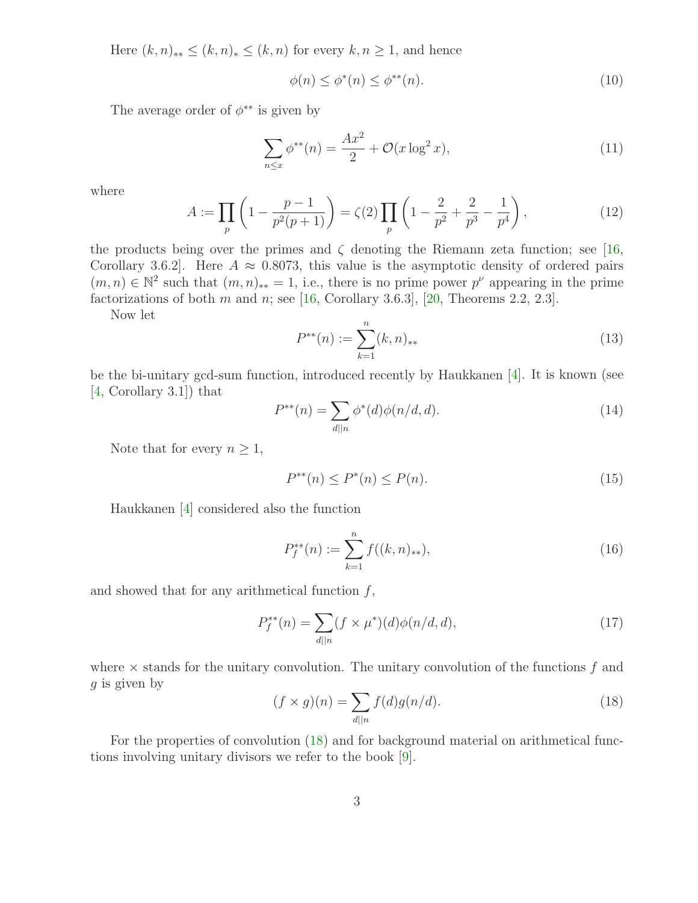Here $(k,n)_{**} \le (k,n)_* \le (k,n)$ for every $k,n \ge 1$, and hence

$$\phi(n) \le \phi^*(n) \le \phi^{**}(n). \tag{10}$$

The average order of $\phi^{**}$ is given by

$$\sum_{n\le x} \phi^{**}(n) = \frac{Ax^2}{2} + \mathcal{O}(x\log^2 x), \tag{11}$$

where

$$A := \prod_p \left(1 - \frac{p-1}{p^2(p+1)}\right) = \zeta(2)\prod_p \left(1 - \frac{2}{p^2} + \frac{2}{p^3} - \frac{1}{p^4}\right), \tag{12}$$

the products being over the primes and $\zeta$ denoting the Riemann zeta function; see [16, Corollary 3.6.2]. Here $A \approx 0.8073$, this value is the asymptotic density of ordered pairs $(m,n) \in \mathbb{N}^2$ such that $(m,n)_{**} = 1$, i.e., there is no prime power $p^\nu$ appearing in the prime factorizations of both $m$ and $n$; see [16, Corollary 3.6.3], [20, Theorems 2.2, 2.3].

Now let

$$P^{**}(n) := \sum_{k=1}^{n} (k,n)_{**} \tag{13}$$

be the bi-unitary gcd-sum function, introduced recently by Haukkanen [4]. It is known (see [4, Corollary 3.1]) that

$$P^{**}(n) = \sum_{d||n} \phi^*(d)\phi(n/d,d). \tag{14}$$

Note that for every $n \ge 1$,

$$P^{**}(n) \le P^*(n) \le P(n). \tag{15}$$

Haukkanen [4] considered also the function

$$P_f^{**}(n) := \sum_{k=1}^{n} f((k,n)_{**}), \tag{16}$$

and showed that for any arithmetical function $f$,

$$P_f^{**}(n) = \sum_{d||n} (f \times \mu^*)(d)\phi(n/d,d), \tag{17}$$

where $\times$ stands for the unitary convolution. The unitary convolution of the functions $f$ and $g$ is given by

$$(f \times g)(n) = \sum_{d||n} f(d)g(n/d). \tag{18}$$

For the properties of convolution (18) and for background material on arithmetical functions involving unitary divisors we refer to the book [9].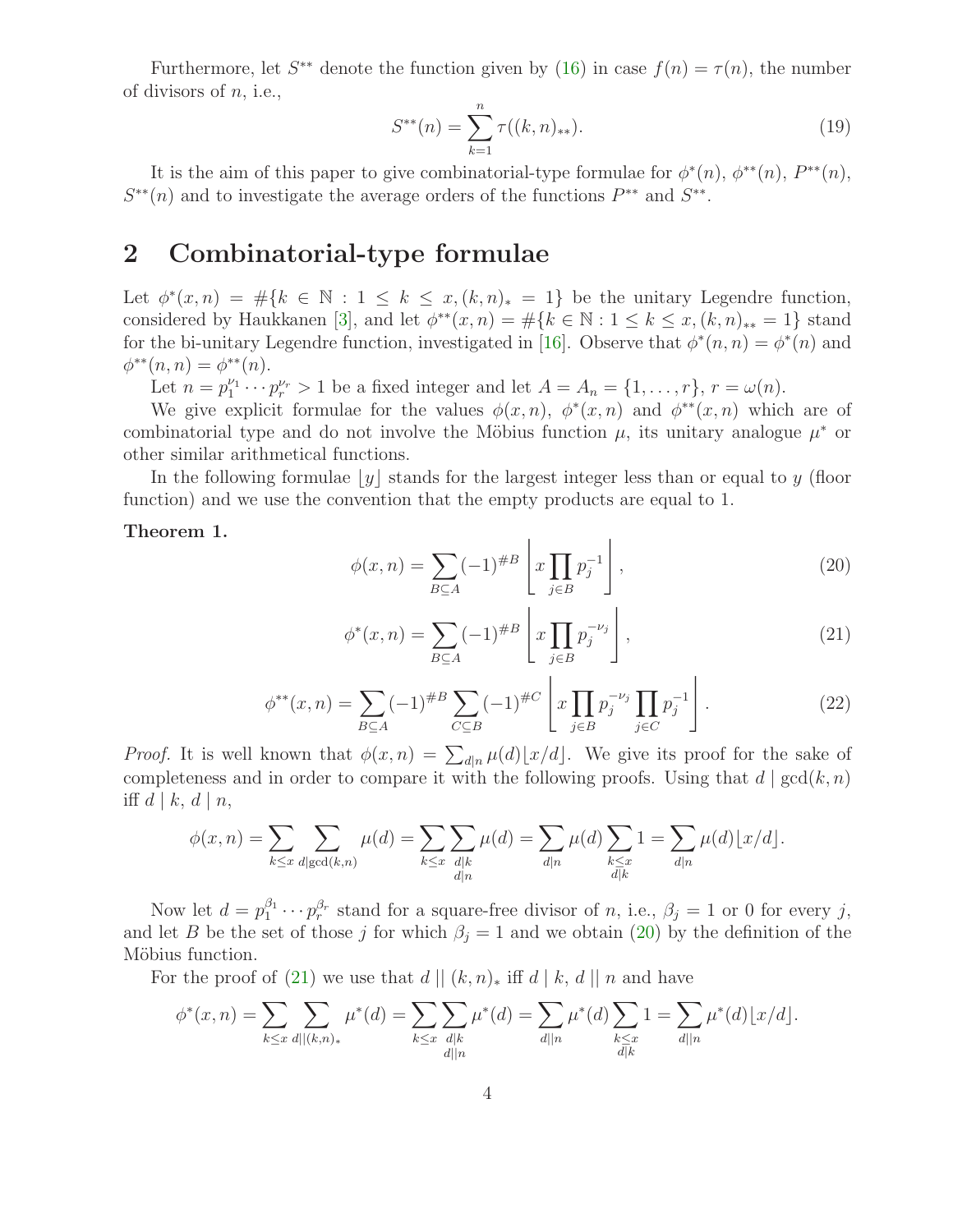Furthermore, let $S^{**}$ denote the function given by (16) in case $f(n) = \tau(n)$, the number of divisors of $n$, i.e.,

$$S^{**}(n) = \sum_{k=1}^{n} \tau((k,n)_{**}). \tag{19}$$

It is the aim of this paper to give combinatorial-type formulae for $\phi^*(n)$, $\phi^{**}(n)$, $P^{**}(n)$, $S^{**}(n)$ and to investigate the average orders of the functions $P^{**}$ and $S^{**}$.

## 2 Combinatorial-type formulae

Let $\phi^*(x,n) = \#\{k \in \mathbb{N} : 1 \le k \le x, (k,n)_* = 1\}$ be the unitary Legendre function, considered by Haukkanen [3], and let $\phi^{**}(x,n) = \#\{k \in \mathbb{N} : 1 \le k \le x, (k,n)_{**} = 1\}$ stand for the bi-unitary Legendre function, investigated in [16]. Observe that $\phi^*(n,n) = \phi^*(n)$ and $\phi^{**}(n,n) = \phi^{**}(n)$.

Let $n = p_1^{\nu_1} \cdots p_r^{\nu_r} > 1$ be a fixed integer and let $A = A_n = \{1, \ldots, r\}$, $r = \omega(n)$.

We give explicit formulae for the values $\phi(x,n)$, $\phi^*(x,n)$ and $\phi^{**}(x,n)$ which are of combinatorial type and do not involve the Möbius function $\mu$, its unitary analogue $\mu^*$ or other similar arithmetical functions.

In the following formulae $\lfloor y \rfloor$ stands for the largest integer less than or equal to $y$ (floor function) and we use the convention that the empty products are equal to 1.

**Theorem 1.**

$$\phi(x,n) = \sum_{B \subseteq A} (-1)^{\#B} \left\lfloor x \prod_{j \in B} p_j^{-1} \right\rfloor, \tag{20}$$

$$\phi^*(x,n) = \sum_{B \subseteq A} (-1)^{\#B} \left\lfloor x \prod_{j \in B} p_j^{-\nu_j} \right\rfloor, \tag{21}$$

$$\phi^{**}(x,n) = \sum_{B \subseteq A} (-1)^{\#B} \sum_{C \subseteq B} (-1)^{\#C} \left\lfloor x \prod_{j \in B} p_j^{-\nu_j} \prod_{j \in C} p_j^{-1} \right\rfloor. \tag{22}$$

*Proof.* It is well known that $\phi(x,n) = \sum_{d \mid n} \mu(d) \lfloor x/d \rfloor$. We give its proof for the sake of completeness and in order to compare it with the following proofs. Using that $d \mid \gcd(k,n)$ iff $d \mid k$, $d \mid n$,

$$\phi(x,n) = \sum_{k \le x} \sum_{d \mid \gcd(k,n)} \mu(d) = \sum_{k \le x} \sum_{\substack{d \mid k \\ d \mid n}} \mu(d) = \sum_{d \mid n} \mu(d) \sum_{\substack{k \le x \\ d \mid k}} 1 = \sum_{d \mid n} \mu(d) \lfloor x/d \rfloor.$$

Now let $d = p_1^{\beta_1} \cdots p_r^{\beta_r}$ stand for a square-free divisor of $n$, i.e., $\beta_j = 1$ or 0 for every $j$, and let $B$ be the set of those $j$ for which $\beta_j = 1$ and we obtain (20) by the definition of the Möbius function.

For the proof of (21) we use that $d \mid\mid (k,n)_*$ iff $d \mid k$, $d \mid\mid n$ and have

$$\phi^*(x,n) = \sum_{k \le x} \sum_{d \mid\mid (k,n)_*} \mu^*(d) = \sum_{k \le x} \sum_{\substack{d \mid k \\ d \mid\mid n}} \mu^*(d) = \sum_{d \mid\mid n} \mu^*(d) \sum_{\substack{k \le x \\ d \mid k}} 1 = \sum_{d \mid\mid n} \mu^*(d) \lfloor x/d \rfloor.$$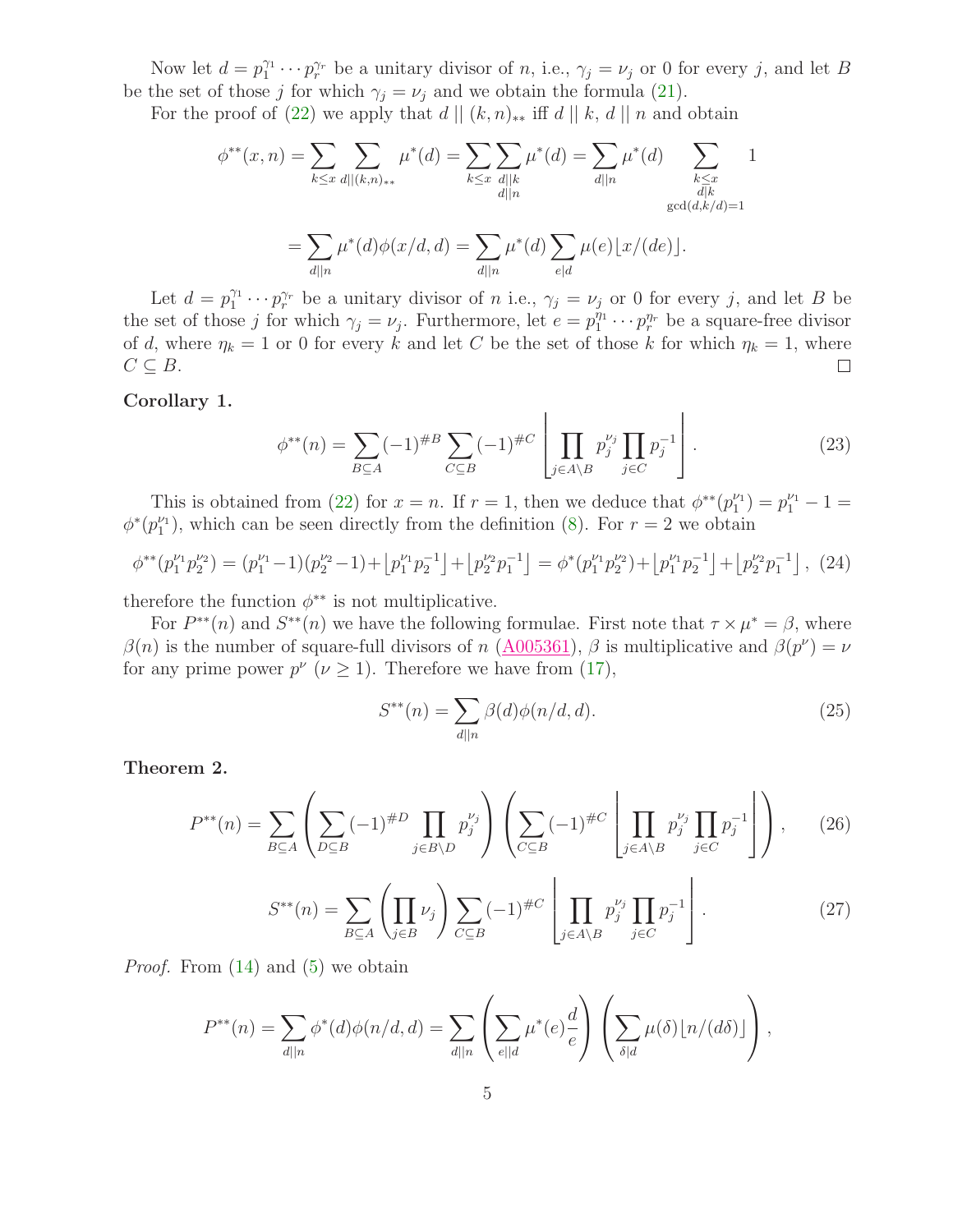Now let $d = p_1^{\gamma_1} \cdots p_r^{\gamma_r}$ be a unitary divisor of $n$, i.e., $\gamma_j = \nu_j$ or 0 for every $j$, and let $B$ be the set of those $j$ for which $\gamma_j = \nu_j$ and we obtain the formula (21).

For the proof of (22) we apply that $d \,||\, (k,n)_{**}$ iff $d \,||\, k$, $d \,||\, n$ and obtain

$$\phi^{**}(x,n) = \sum_{k \le x} \sum_{d || (k,n)_{**}} \mu^*(d) = \sum_{k \le x} \sum_{\substack{d || k \\ d || n}} \mu^*(d) = \sum_{d || n} \mu^*(d) \sum_{\substack{k \le x \\ d | k \\ \gcd(d, k/d) = 1}} 1$$

$$= \sum_{d || n} \mu^*(d) \phi(x/d, d) = \sum_{d || n} \mu^*(d) \sum_{e | d} \mu(e) \lfloor x/(de) \rfloor.$$

Let $d = p_1^{\gamma_1} \cdots p_r^{\gamma_r}$ be a unitary divisor of $n$ i.e., $\gamma_j = \nu_j$ or 0 for every $j$, and let $B$ be the set of those $j$ for which $\gamma_j = \nu_j$. Furthermore, let $e = p_1^{\eta_1} \cdots p_r^{\eta_r}$ be a square-free divisor of $d$, where $\eta_k = 1$ or 0 for every $k$ and let $C$ be the set of those $k$ for which $\eta_k = 1$, where $C \subseteq B$. □

**Corollary 1.**

$$\phi^{**}(n) = \sum_{B \subseteq A} (-1)^{\#B} \sum_{C \subseteq B} (-1)^{\#C} \left\lfloor \prod_{j \in A \setminus B} p_j^{\nu_j} \prod_{j \in C} p_j^{-1} \right\rfloor . \tag{23}$$

This is obtained from (22) for $x = n$. If $r = 1$, then we deduce that $\phi^{**}(p_1^{\nu_1}) = p_1^{\nu_1} - 1 = \phi^*(p_1^{\nu_1})$, which can be seen directly from the definition (8). For $r = 2$ we obtain

$$\phi^{**}(p_1^{\nu_1} p_2^{\nu_2}) = (p_1^{\nu_1} - 1)(p_2^{\nu_2} - 1) + \lfloor p_1^{\nu_1} p_2^{-1} \rfloor + \lfloor p_2^{\nu_2} p_1^{-1} \rfloor = \phi^*(p_1^{\nu_1} p_2^{\nu_2}) + \lfloor p_1^{\nu_1} p_2^{-1} \rfloor + \lfloor p_2^{\nu_2} p_1^{-1} \rfloor , \tag{24}$$

therefore the function $\phi^{**}$ is not multiplicative.

For $P^{**}(n)$ and $S^{**}(n)$ we have the following formulae. First note that $\tau \times \mu^* = \beta$, where $\beta(n)$ is the number of square-full divisors of $n$ (A005361), $\beta$ is multiplicative and $\beta(p^\nu) = \nu$ for any prime power $p^\nu$ ($\nu \ge 1$). Therefore we have from (17),

$$S^{**}(n) = \sum_{d || n} \beta(d) \phi(n/d, d). \tag{25}$$

**Theorem 2.**

$$P^{**}(n) = \sum_{B \subseteq A} \left( \sum_{D \subseteq B} (-1)^{\#D} \prod_{j \in B \setminus D} p_j^{\nu_j} \right) \left( \sum_{C \subseteq B} (-1)^{\#C} \left\lfloor \prod_{j \in A \setminus B} p_j^{\nu_j} \prod_{j \in C} p_j^{-1} \right\rfloor \right), \tag{26}$$

$$S^{**}(n) = \sum_{B \subseteq A} \left( \prod_{j \in B} \nu_j \right) \sum_{C \subseteq B} (-1)^{\#C} \left\lfloor \prod_{j \in A \setminus B} p_j^{\nu_j} \prod_{j \in C} p_j^{-1} \right\rfloor . \tag{27}$$

*Proof.* From (14) and (5) we obtain

$$P^{**}(n) = \sum_{d || n} \phi^*(d) \phi(n/d, d) = \sum_{d || n} \left( \sum_{e || d} \mu^*(e) \frac{d}{e} \right) \left( \sum_{\delta | d} \mu(\delta) \lfloor n/(d\delta) \rfloor \right),$$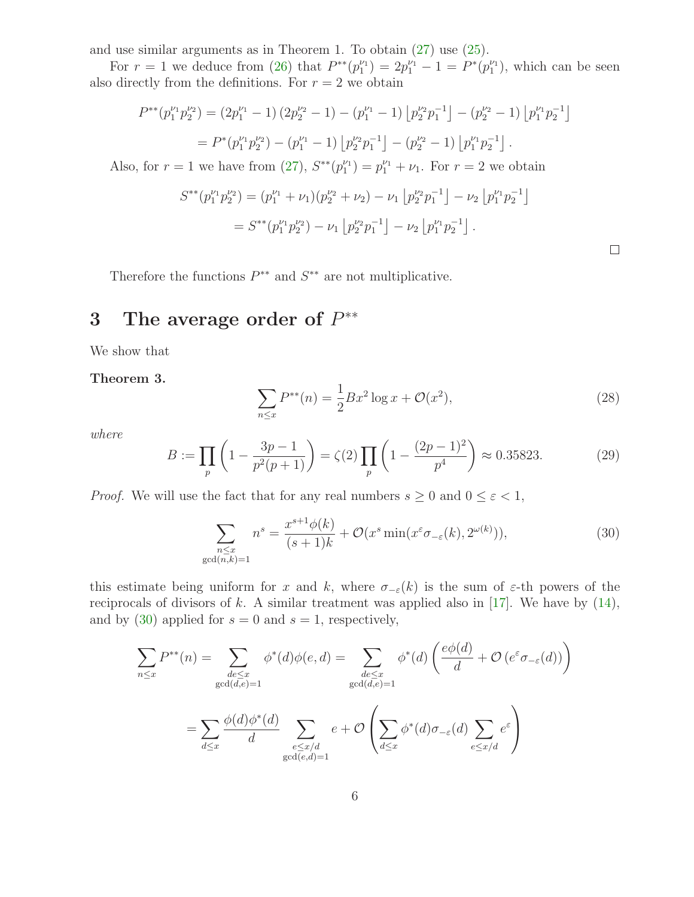and use similar arguments as in Theorem 1. To obtain (27) use (25).

For $r = 1$ we deduce from (26) that $P^{**}(p_1^{\nu_1}) = 2p_1^{\nu_1} - 1 = P^*(p_1^{\nu_1})$, which can be seen also directly from the definitions. For $r = 2$ we obtain

$$P^{**}(p_1^{\nu_1}p_2^{\nu_2}) = (2p_1^{\nu_1} - 1)(2p_2^{\nu_2} - 1) - (p_1^{\nu_1} - 1)\left\lfloor p_2^{\nu_2}p_1^{-1}\right\rfloor - (p_2^{\nu_2} - 1)\left\lfloor p_1^{\nu_1}p_2^{-1}\right\rfloor$$

$$= P^*(p_1^{\nu_1}p_2^{\nu_2}) - (p_1^{\nu_1} - 1)\left\lfloor p_2^{\nu_2}p_1^{-1}\right\rfloor - (p_2^{\nu_2} - 1)\left\lfloor p_1^{\nu_1}p_2^{-1}\right\rfloor.$$

Also, for $r = 1$ we have from (27), $S^{**}(p_1^{\nu_1}) = p_1^{\nu_1} + \nu_1$. For $r = 2$ we obtain

$$S^{**}(p_1^{\nu_1}p_2^{\nu_2}) = (p_1^{\nu_1} + \nu_1)(p_2^{\nu_2} + \nu_2) - \nu_1\left\lfloor p_2^{\nu_2}p_1^{-1}\right\rfloor - \nu_2\left\lfloor p_1^{\nu_1}p_2^{-1}\right\rfloor$$

$$= S^{**}(p_1^{\nu_1}p_2^{\nu_2}) - \nu_1\left\lfloor p_2^{\nu_2}p_1^{-1}\right\rfloor - \nu_2\left\lfloor p_1^{\nu_1}p_2^{-1}\right\rfloor.$$

□

Therefore the functions $P^{**}$ and $S^{**}$ are not multiplicative.

# 3 The average order of $P^{**}$

We show that

**Theorem 3.**

$$\sum_{n\le x} P^{**}(n) = \frac{1}{2}Bx^2\log x + \mathcal{O}(x^2), \tag{28}$$

*where*

$$B := \prod_p \left(1 - \frac{3p-1}{p^2(p+1)}\right) = \zeta(2)\prod_p\left(1 - \frac{(2p-1)^2}{p^4}\right) \approx 0.35823. \tag{29}$$

*Proof.* We will use the fact that for any real numbers $s \ge 0$ and $0 \le \varepsilon < 1$,

$$\sum_{\substack{n\le x\\ \gcd(n,k)=1}} n^s = \frac{x^{s+1}\phi(k)}{(s+1)k} + \mathcal{O}(x^s\min(x^\varepsilon\sigma_{-\varepsilon}(k), 2^{\omega(k)})), \tag{30}$$

this estimate being uniform for $x$ and $k$, where $\sigma_{-\varepsilon}(k)$ is the sum of $\varepsilon$-th powers of the reciprocals of divisors of $k$. A similar treatment was applied also in [17]. We have by (14), and by (30) applied for $s = 0$ and $s = 1$, respectively,

$$\sum_{n\le x} P^{**}(n) = \sum_{\substack{de\le x\\ \gcd(d,e)=1}} \phi^*(d)\phi(e,d) = \sum_{\substack{de\le x\\ \gcd(d,e)=1}} \phi^*(d)\left(\frac{e\phi(d)}{d} + \mathcal{O}\left(e^\varepsilon\sigma_{-\varepsilon}(d)\right)\right)$$

$$= \sum_{d\le x}\frac{\phi(d)\phi^*(d)}{d}\sum_{\substack{e\le x/d\\ \gcd(e,d)=1}} e + \mathcal{O}\left(\sum_{d\le x}\phi^*(d)\sigma_{-\varepsilon}(d)\sum_{e\le x/d} e^\varepsilon\right)$$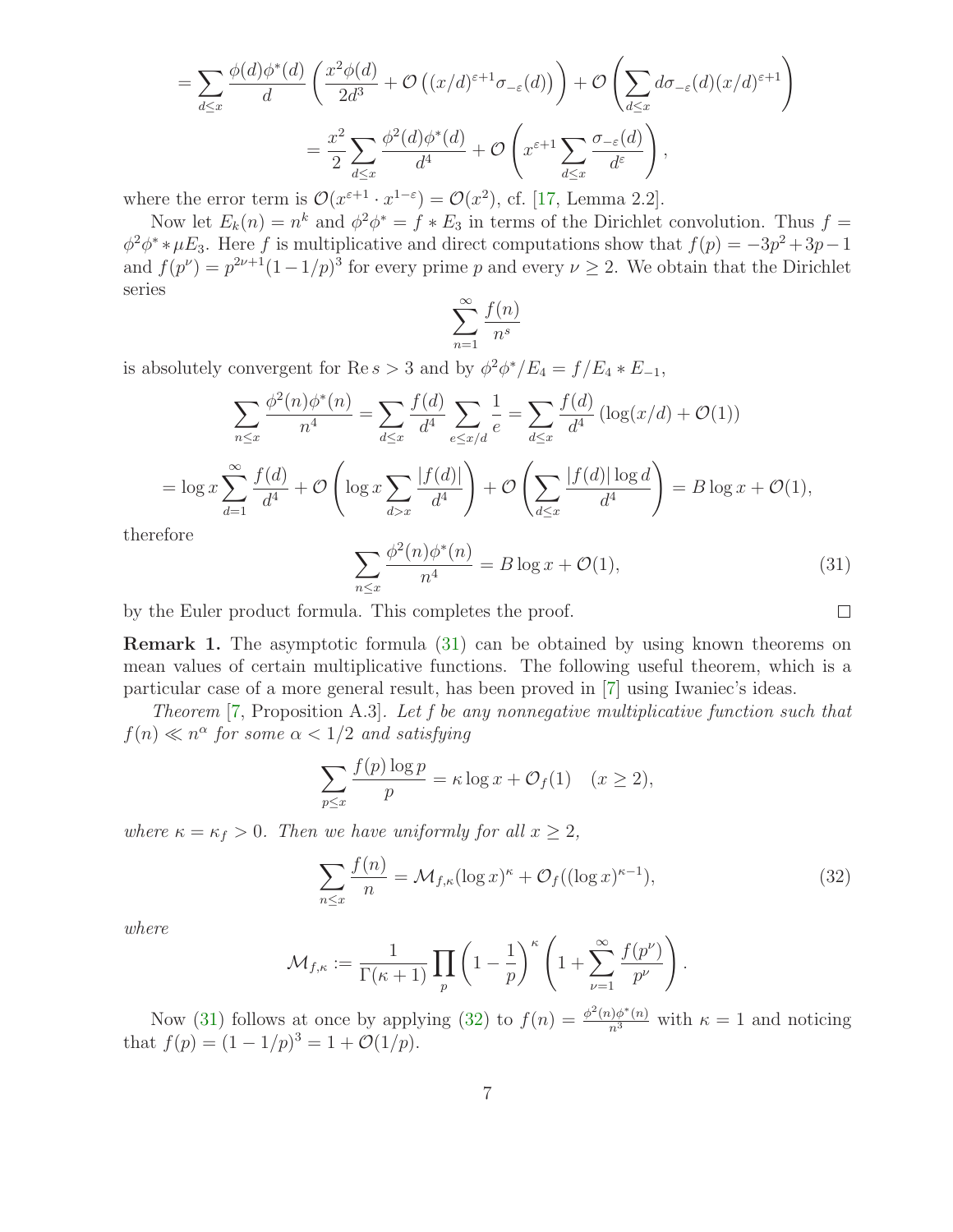$$= \sum_{d \le x} \frac{\phi(d)\phi^*(d)}{d} \left( \frac{x^2 \phi(d)}{2d^3} + \mathcal{O}\left( (x/d)^{\varepsilon+1} \sigma_{-\varepsilon}(d) \right) \right) + \mathcal{O}\left( \sum_{d \le x} d \sigma_{-\varepsilon}(d) (x/d)^{\varepsilon+1} \right)$$

$$= \frac{x^2}{2} \sum_{d \le x} \frac{\phi^2(d)\phi^*(d)}{d^4} + \mathcal{O}\left( x^{\varepsilon+1} \sum_{d \le x} \frac{\sigma_{-\varepsilon}(d)}{d^\varepsilon} \right),$$

where the error term is $\mathcal{O}(x^{\varepsilon+1} \cdot x^{1-\varepsilon}) = \mathcal{O}(x^2)$, cf. [17, Lemma 2.2].

Now let $E_k(n) = n^k$ and $\phi^2\phi^* = f * E_3$ in terms of the Dirichlet convolution. Thus $f = \phi^2\phi^* * \mu E_3$. Here $f$ is multiplicative and direct computations show that $f(p) = -3p^2 + 3p - 1$ and $f(p^\nu) = p^{2\nu+1}(1 - 1/p)^3$ for every prime $p$ and every $\nu \ge 2$. We obtain that the Dirichlet series

$$\sum_{n=1}^{\infty} \frac{f(n)}{n^s}$$

is absolutely convergent for $\operatorname{Re} s > 3$ and by $\phi^2\phi^*/E_4 = f/E_4 * E_{-1}$,

$$\sum_{n \le x} \frac{\phi^2(n)\phi^*(n)}{n^4} = \sum_{d \le x} \frac{f(d)}{d^4} \sum_{e \le x/d} \frac{1}{e} = \sum_{d \le x} \frac{f(d)}{d^4} \left( \log(x/d) + \mathcal{O}(1) \right)$$

$$= \log x \sum_{d=1}^{\infty} \frac{f(d)}{d^4} + \mathcal{O}\left( \log x \sum_{d > x} \frac{|f(d)|}{d^4} \right) + \mathcal{O}\left( \sum_{d \le x} \frac{|f(d)| \log d}{d^4} \right) = B \log x + \mathcal{O}(1),$$

therefore

$$\sum_{n \le x} \frac{\phi^2(n)\phi^*(n)}{n^4} = B \log x + \mathcal{O}(1), \tag{31}$$

by the Euler product formula. This completes the proof. $\square$

**Remark 1.** The asymptotic formula (31) can be obtained by using known theorems on mean values of certain multiplicative functions. The following useful theorem, which is a particular case of a more general result, has been proved in [7] using Iwaniec's ideas.

*Theorem* [7, Proposition A.3]. *Let $f$ be any nonnegative multiplicative function such that $f(n) \ll n^\alpha$ for some $\alpha < 1/2$ and satisfying*

$$\sum_{p \le x} \frac{f(p) \log p}{p} = \kappa \log x + \mathcal{O}_f(1) \quad (x \ge 2),$$

*where $\kappa = \kappa_f > 0$. Then we have uniformly for all $x \ge 2$,*

$$\sum_{n \le x} \frac{f(n)}{n} = \mathcal{M}_{f,\kappa} (\log x)^\kappa + \mathcal{O}_f((\log x)^{\kappa-1}), \tag{32}$$

*where*

$$\mathcal{M}_{f,\kappa} := \frac{1}{\Gamma(\kappa+1)} \prod_p \left( 1 - \frac{1}{p} \right)^\kappa \left( 1 + \sum_{\nu=1}^{\infty} \frac{f(p^\nu)}{p^\nu} \right).$$

Now (31) follows at once by applying (32) to $f(n) = \frac{\phi^2(n)\phi^*(n)}{n^3}$ with $\kappa = 1$ and noticing that $f(p) = (1 - 1/p)^3 = 1 + \mathcal{O}(1/p)$.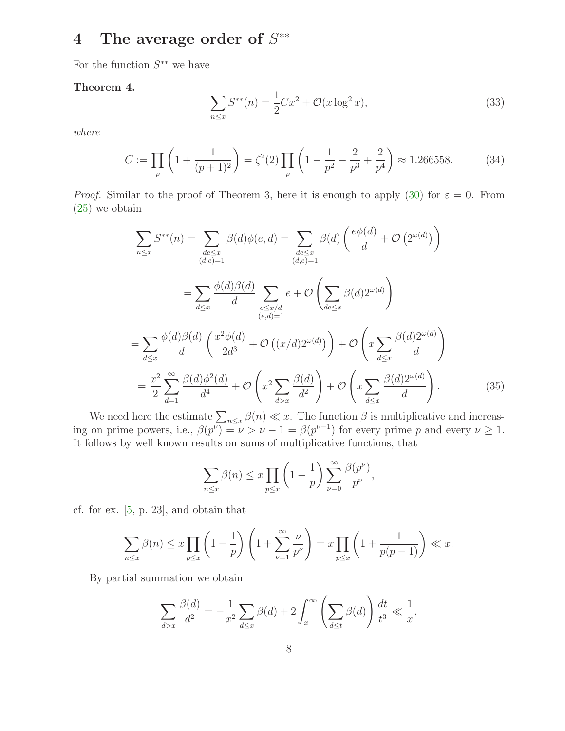## 4 The average order of $S^{**}$

For the function $S^{**}$ we have

**Theorem 4.**

$$\sum_{n\le x} S^{**}(n) = \frac{1}{2}Cx^2 + \mathcal{O}(x\log^2 x), \tag{33}$$

*where*

$$C := \prod_p \left(1 + \frac{1}{(p+1)^2}\right) = \zeta^2(2)\prod_p \left(1 - \frac{1}{p^2} - \frac{2}{p^3} + \frac{2}{p^4}\right) \approx 1.266558. \tag{34}$$

*Proof.* Similar to the proof of Theorem 3, here it is enough to apply (30) for $\varepsilon = 0$. From (25) we obtain

$$\sum_{n\le x} S^{**}(n) = \sum_{\substack{de\le x\\(d,e)=1}} \beta(d)\phi(e,d) = \sum_{\substack{de\le x\\(d,e)=1}} \beta(d)\left(\frac{e\phi(d)}{d} + \mathcal{O}\left(2^{\omega(d)}\right)\right)$$

$$= \sum_{d\le x} \frac{\phi(d)\beta(d)}{d} \sum_{\substack{e\le x/d\\(e,d)=1}} e + \mathcal{O}\left(\sum_{de\le x} \beta(d)2^{\omega(d)}\right)$$

$$= \sum_{d\le x} \frac{\phi(d)\beta(d)}{d}\left(\frac{x^2\phi(d)}{2d^3} + \mathcal{O}\left((x/d)2^{\omega(d)}\right)\right) + \mathcal{O}\left(x\sum_{d\le x}\frac{\beta(d)2^{\omega(d)}}{d}\right)$$

$$= \frac{x^2}{2}\sum_{d=1}^{\infty} \frac{\beta(d)\phi^2(d)}{d^4} + \mathcal{O}\left(x^2\sum_{d>x}\frac{\beta(d)}{d^2}\right) + \mathcal{O}\left(x\sum_{d\le x}\frac{\beta(d)2^{\omega(d)}}{d}\right). \tag{35}$$

We need here the estimate $\sum_{n\le x}\beta(n) \ll x$. The function $\beta$ is multiplicative and increasing on prime powers, i.e., $\beta(p^\nu) = \nu > \nu - 1 = \beta(p^{\nu-1})$ for every prime $p$ and every $\nu \ge 1$. It follows by well known results on sums of multiplicative functions, that

$$\sum_{n\le x}\beta(n) \le x\prod_{p\le x}\left(1 - \frac{1}{p}\right)\sum_{\nu=0}^{\infty}\frac{\beta(p^\nu)}{p^\nu},$$

cf. for ex. [5, p. 23], and obtain that

$$\sum_{n\le x}\beta(n) \le x\prod_{p\le x}\left(1 - \frac{1}{p}\right)\left(1 + \sum_{\nu=1}^{\infty}\frac{\nu}{p^\nu}\right) = x\prod_{p\le x}\left(1 + \frac{1}{p(p-1)}\right) \ll x.$$

By partial summation we obtain

$$\sum_{d>x}\frac{\beta(d)}{d^2} = -\frac{1}{x^2}\sum_{d\le x}\beta(d) + 2\int_x^\infty\left(\sum_{d\le t}\beta(d)\right)\frac{dt}{t^3} \ll \frac{1}{x},$$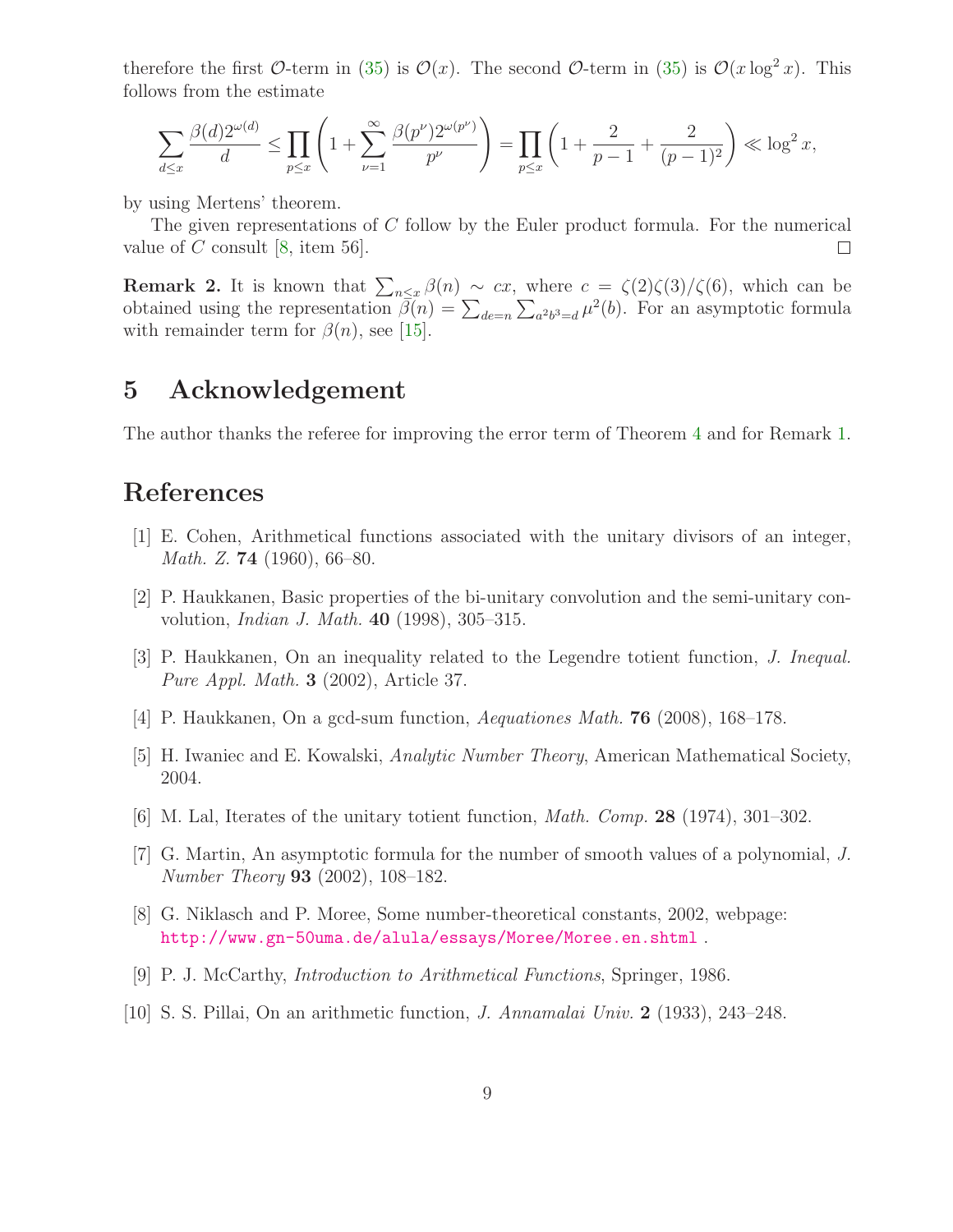therefore the first $\mathcal{O}$-term in (35) is $\mathcal{O}(x)$. The second $\mathcal{O}$-term in (35) is $\mathcal{O}(x \log^2 x)$. This follows from the estimate

$$\sum_{d \le x} \frac{\beta(d) 2^{\omega(d)}}{d} \le \prod_{p \le x} \left(1 + \sum_{\nu=1}^{\infty} \frac{\beta(p^\nu) 2^{\omega(p^\nu)}}{p^\nu}\right) = \prod_{p \le x} \left(1 + \frac{2}{p-1} + \frac{2}{(p-1)^2}\right) \ll \log^2 x,$$

by using Mertens' theorem.

The given representations of $C$ follow by the Euler product formula. For the numerical value of $C$ consult [8, item 56]. □

**Remark 2.** It is known that $\sum_{n \le x} \beta(n) \sim cx$, where $c = \zeta(2)\zeta(3)/\zeta(6)$, which can be obtained using the representation $\beta(n) = \sum_{de=n} \sum_{a^2 b^3 = d} \mu^2(b)$. For an asymptotic formula with remainder term for $\beta(n)$, see [15].

## 5 Acknowledgement

The author thanks the referee for improving the error term of Theorem 4 and for Remark 1.

## References

[1] E. Cohen, Arithmetical functions associated with the unitary divisors of an integer, *Math. Z.* **74** (1960), 66–80.

[2] P. Haukkanen, Basic properties of the bi-unitary convolution and the semi-unitary convolution, *Indian J. Math.* **40** (1998), 305–315.

[3] P. Haukkanen, On an inequality related to the Legendre totient function, *J. Inequal. Pure Appl. Math.* **3** (2002), Article 37.

[4] P. Haukkanen, On a gcd-sum function, *Aequationes Math.* **76** (2008), 168–178.

[5] H. Iwaniec and E. Kowalski, *Analytic Number Theory*, American Mathematical Society, 2004.

[6] M. Lal, Iterates of the unitary totient function, *Math. Comp.* **28** (1974), 301–302.

[7] G. Martin, An asymptotic formula for the number of smooth values of a polynomial, *J. Number Theory* **93** (2002), 108–182.

[8] G. Niklasch and P. Moree, Some number-theoretical constants, 2002, webpage: http://www.gn-50uma.de/alula/essays/Moree/Moree.en.shtml .

[9] P. J. McCarthy, *Introduction to Arithmetical Functions*, Springer, 1986.

[10] S. S. Pillai, On an arithmetic function, *J. Annamalai Univ.* **2** (1933), 243–248.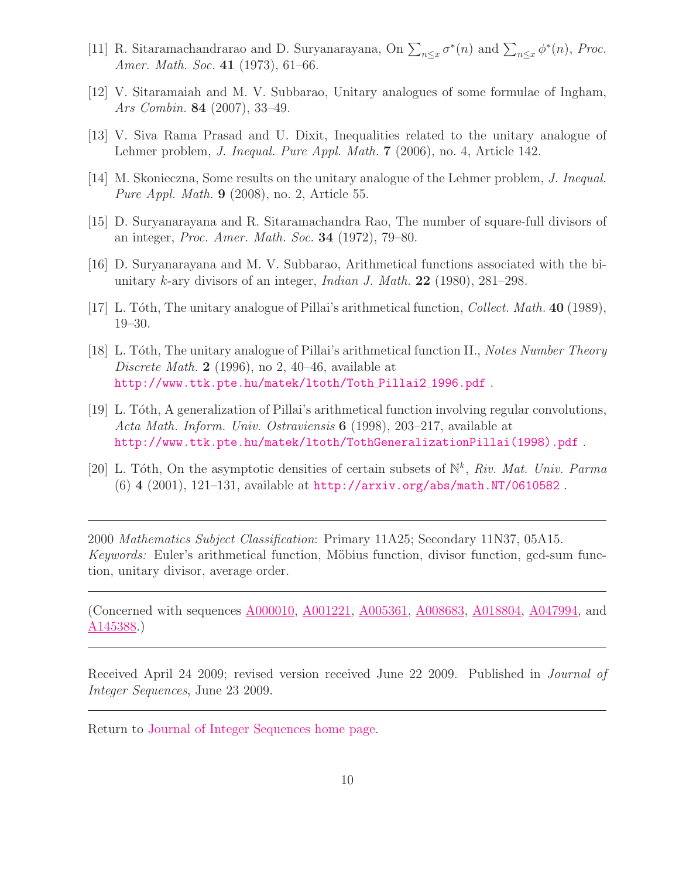[11] R. Sitaramachandrarao and D. Suryanarayana, On $\sum_{n\le x} \sigma^*(n)$ and $\sum_{n\le x} \phi^*(n)$, *Proc. Amer. Math. Soc.* **41** (1973), 61–66.

[12] V. Sitaramaiah and M. V. Subbarao, Unitary analogues of some formulae of Ingham, *Ars Combin.* **84** (2007), 33–49.

[13] V. Siva Rama Prasad and U. Dixit, Inequalities related to the unitary analogue of Lehmer problem, *J. Inequal. Pure Appl. Math.* **7** (2006), no. 4, Article 142.

[14] M. Skonieczna, Some results on the unitary analogue of the Lehmer problem, *J. Inequal. Pure Appl. Math.* **9** (2008), no. 2, Article 55.

[15] D. Suryanarayana and R. Sitaramachandra Rao, The number of square-full divisors of an integer, *Proc. Amer. Math. Soc.* **34** (1972), 79–80.

[16] D. Suryanarayana and M. V. Subbarao, Arithmetical functions associated with the biunitary $k$-ary divisors of an integer, *Indian J. Math.* **22** (1980), 281–298.

[17] L. Tóth, The unitary analogue of Pillai's arithmetical function, *Collect. Math.* **40** (1989), 19–30.

[18] L. Tóth, The unitary analogue of Pillai's arithmetical function II., *Notes Number Theory Discrete Math.* **2** (1996), no 2, 40–46, available at http://www.ttk.pte.hu/matek/ltoth/Toth_Pillai2_1996.pdf .

[19] L. Tóth, A generalization of Pillai's arithmetical function involving regular convolutions, *Acta Math. Inform. Univ. Ostraviensis* **6** (1998), 203–217, available at http://www.ttk.pte.hu/matek/ltoth/TothGeneralizationPillai(1998).pdf .

[20] L. Tóth, On the asymptotic densities of certain subsets of $\mathbb{N}^k$, *Riv. Mat. Univ. Parma* (6) **4** (2001), 121–131, available at http://arxiv.org/abs/math.NT/0610582 .

---

2000 *Mathematics Subject Classification*: Primary 11A25; Secondary 11N37, 05A15.
*Keywords:* Euler's arithmetical function, Möbius function, divisor function, gcd-sum function, unitary divisor, average order.

---

(Concerned with sequences A000010, A001221, A005361, A008683, A018804, A047994, and A145388.)

---

Received April 24 2009; revised version received June 22 2009. Published in *Journal of Integer Sequences*, June 23 2009.

---

Return to Journal of Integer Sequences home page.